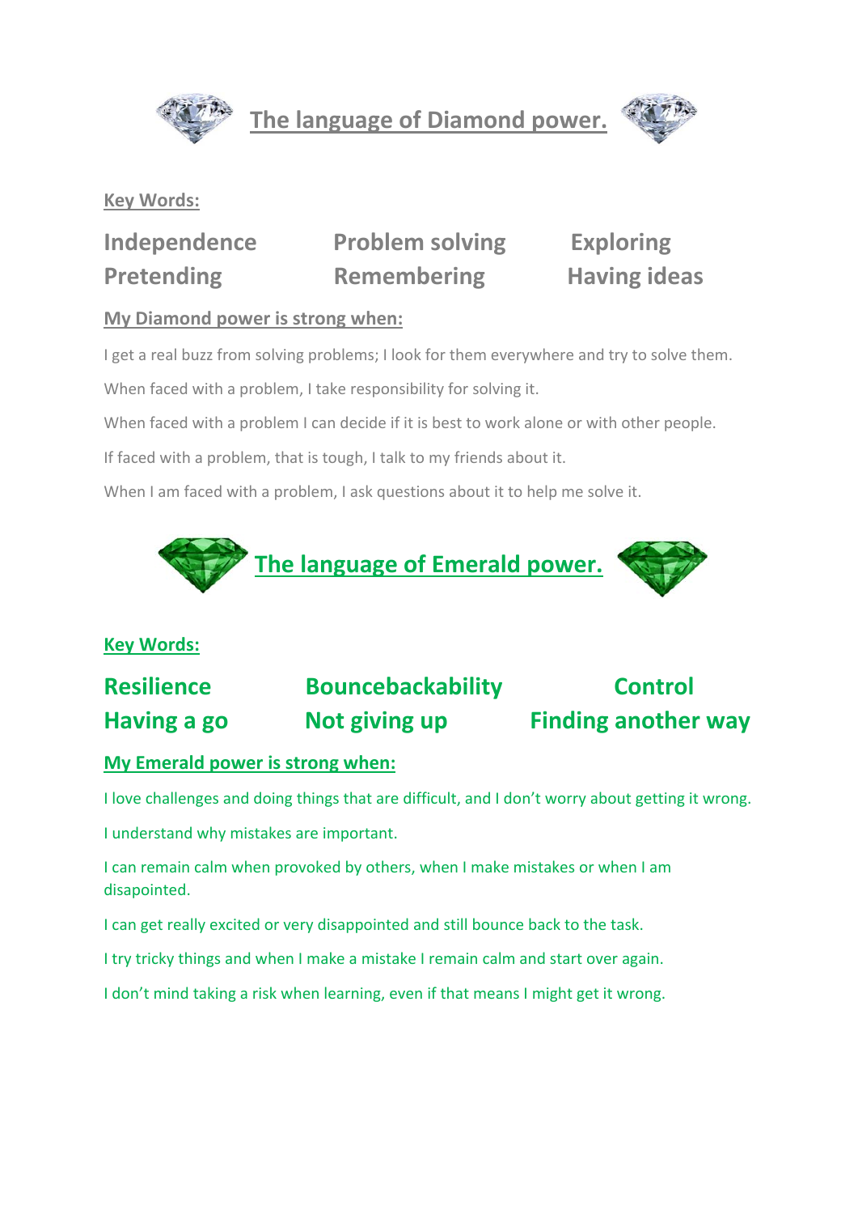# The language of Diamond power.

**Key Words:**

| | | |
|---|---|---|
| **Independence** | **Problem solving** | **Exploring** |
| **Pretending** | **Remembering** | **Having ideas** |

**My Diamond power is strong when:**

I get a real buzz from solving problems; I look for them everywhere and try to solve them.

When faced with a problem, I take responsibility for solving it.

When faced with a problem I can decide if it is best to work alone or with other people.

If faced with a problem, that is tough, I talk to my friends about it.

When I am faced with a problem, I ask questions about it to help me solve it.

# The language of Emerald power.

**Key Words:**

| | | |
|---|---|---|
| **Resilience** | **Bouncebackability** | **Control** |
| **Having a go** | **Not giving up** | **Finding another way** |

**My Emerald power is strong when:**

I love challenges and doing things that are difficult, and I don't worry about getting it wrong.

I understand why mistakes are important.

I can remain calm when provoked by others, when I make mistakes or when I am disapointed.

I can get really excited or very disappointed and still bounce back to the task.

I try tricky things and when I make a mistake I remain calm and start over again.

I don't mind taking a risk when learning, even if that means I might get it wrong.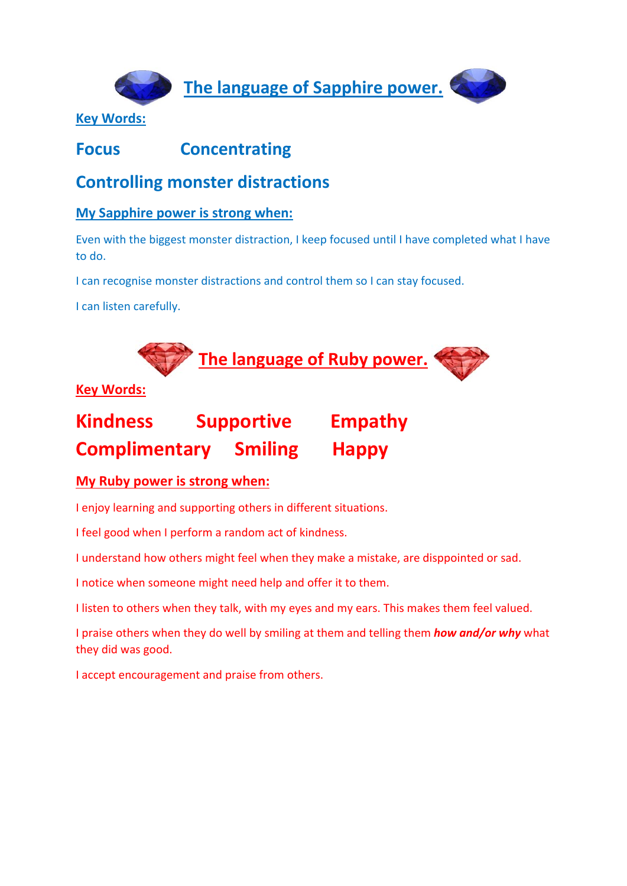# The language of Sapphire power.

**Key Words:**

**Focus** **Concentrating**

**Controlling monster distractions**

**My Sapphire power is strong when:**

Even with the biggest monster distraction, I keep focused until I have completed what I have to do.

I can recognise monster distractions and control them so I can stay focused.

I can listen carefully.

# The language of Ruby power.

**Key Words:**

**Kindness** **Supportive** **Empathy**

**Complimentary** **Smiling** **Happy**

**My Ruby power is strong when:**

I enjoy learning and supporting others in different situations.

I feel good when I perform a random act of kindness.

I understand how others might feel when they make a mistake, are disppointed or sad.

I notice when someone might need help and offer it to them.

I listen to others when they talk, with my eyes and my ears. This makes them feel valued.

I praise others when they do well by smiling at them and telling them ***how and/or why*** what they did was good.

I accept encouragement and praise from others.